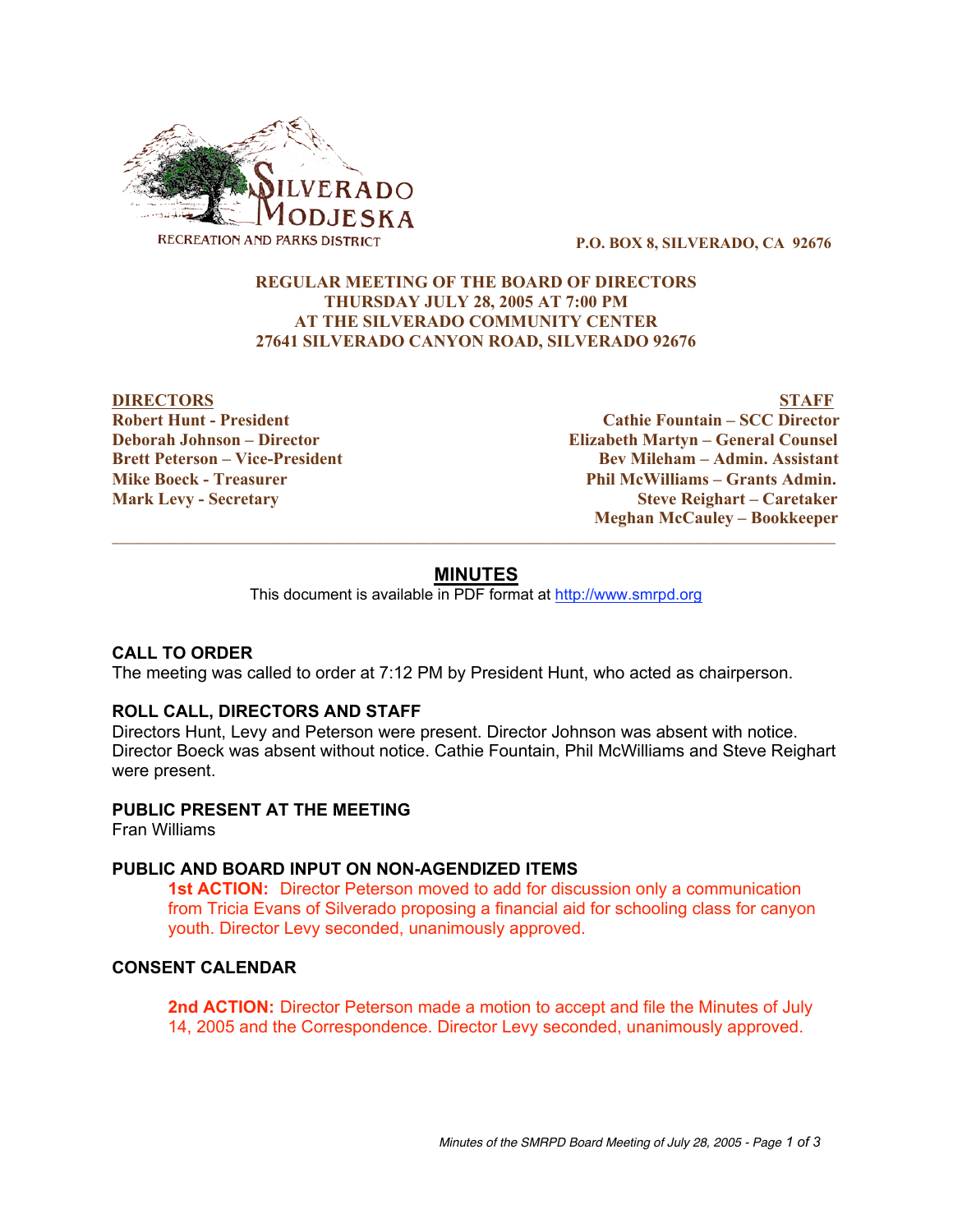SILVERADO MODJESKA

RECREATION AND PARKS DISTRICT

**P.O. BOX 8, SILVERADO, CA 92676**

**REGULAR MEETING OF THE BOARD OF DIRECTORS**
**THURSDAY JULY 28, 2005 AT 7:00 PM**
**AT THE SILVERADO COMMUNITY CENTER**
**27641 SILVERADO CANYON ROAD, SILVERADO 92676**

| **DIRECTORS** | **STAFF** |
|---|---|
| **Robert Hunt - President** | **Cathie Fountain – SCC Director** |
| **Deborah Johnson – Director** | **Elizabeth Martyn – General Counsel** |
| **Brett Peterson – Vice-President** | **Bev Mileham – Admin. Assistant** |
| **Mike Boeck - Treasurer** | **Phil McWilliams – Grants Admin.** |
| **Mark Levy - Secretary** | **Steve Reighart – Caretaker** |
| | **Meghan McCauley – Bookkeeper** |

---

# MINUTES

This document is available in PDF format at http://www.smrpd.org

### CALL TO ORDER

The meeting was called to order at 7:12 PM by President Hunt, who acted as chairperson.

### ROLL CALL, DIRECTORS AND STAFF

Directors Hunt, Levy and Peterson were present. Director Johnson was absent with notice. Director Boeck was absent without notice. Cathie Fountain, Phil McWilliams and Steve Reighart were present.

### PUBLIC PRESENT AT THE MEETING

Fran Williams

### PUBLIC AND BOARD INPUT ON NON-AGENDIZED ITEMS

**1st ACTION:** Director Peterson moved to add for discussion only a communication from Tricia Evans of Silverado proposing a financial aid for schooling class for canyon youth. Director Levy seconded, unanimously approved.

### CONSENT CALENDAR

**2nd ACTION:** Director Peterson made a motion to accept and file the Minutes of July 14, 2005 and the Correspondence. Director Levy seconded, unanimously approved.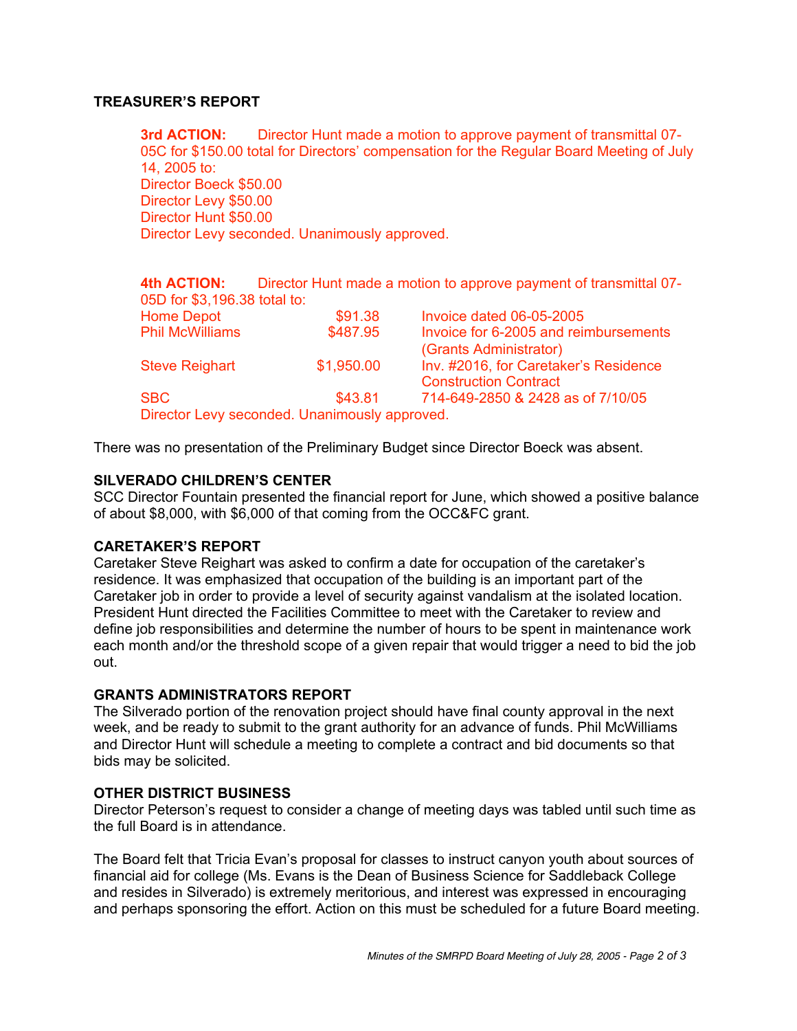## TREASURER'S REPORT

**3rd ACTION:** Director Hunt made a motion to approve payment of transmittal 07-05C for $150.00 total for Directors' compensation for the Regular Board Meeting of July 14, 2005 to:
Director Boeck $50.00
Director Levy $50.00
Director Hunt $50.00
Director Levy seconded. Unanimously approved.

**4th ACTION:** Director Hunt made a motion to approve payment of transmittal 07-05D for $3,196.38 total to:

| | | |
|---|---|---|
| Home Depot | $91.38 | Invoice dated 06-05-2005 |
| Phil McWilliams | $487.95 | Invoice for 6-2005 and reimbursements (Grants Administrator) |
| Steve Reighart | $1,950.00 | Inv. #2016, for Caretaker's Residence Construction Contract |
| SBC | $43.81 | 714-649-2850 & 2428 as of 7/10/05 |

Director Levy seconded. Unanimously approved.

There was no presentation of the Preliminary Budget since Director Boeck was absent.

## SILVERADO CHILDREN'S CENTER

SCC Director Fountain presented the financial report for June, which showed a positive balance of about $8,000, with $6,000 of that coming from the OCC&FC grant.

## CARETAKER'S REPORT

Caretaker Steve Reighart was asked to confirm a date for occupation of the caretaker's residence. It was emphasized that occupation of the building is an important part of the Caretaker job in order to provide a level of security against vandalism at the isolated location. President Hunt directed the Facilities Committee to meet with the Caretaker to review and define job responsibilities and determine the number of hours to be spent in maintenance work each month and/or the threshold scope of a given repair that would trigger a need to bid the job out.

## GRANTS ADMINISTRATORS REPORT

The Silverado portion of the renovation project should have final county approval in the next week, and be ready to submit to the grant authority for an advance of funds. Phil McWilliams and Director Hunt will schedule a meeting to complete a contract and bid documents so that bids may be solicited.

## OTHER DISTRICT BUSINESS

Director Peterson's request to consider a change of meeting days was tabled until such time as the full Board is in attendance.

The Board felt that Tricia Evan's proposal for classes to instruct canyon youth about sources of financial aid for college (Ms. Evans is the Dean of Business Science for Saddleback College and resides in Silverado) is extremely meritorious, and interest was expressed in encouraging and perhaps sponsoring the effort. Action on this must be scheduled for a future Board meeting.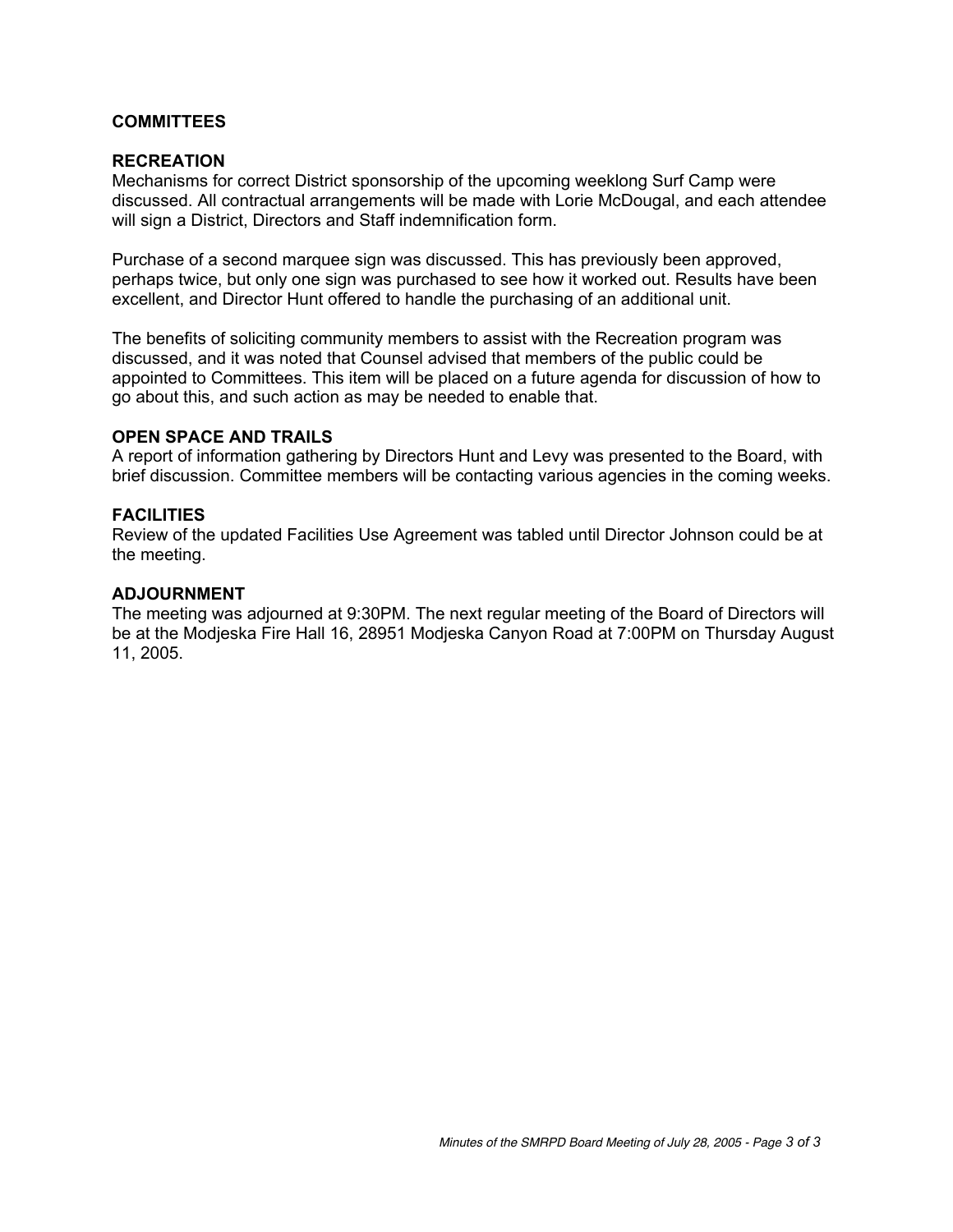## COMMITTEES

### RECREATION

Mechanisms for correct District sponsorship of the upcoming weeklong Surf Camp were discussed. All contractual arrangements will be made with Lorie McDougal, and each attendee will sign a District, Directors and Staff indemnification form.

Purchase of a second marquee sign was discussed. This has previously been approved, perhaps twice, but only one sign was purchased to see how it worked out. Results have been excellent, and Director Hunt offered to handle the purchasing of an additional unit.

The benefits of soliciting community members to assist with the Recreation program was discussed, and it was noted that Counsel advised that members of the public could be appointed to Committees. This item will be placed on a future agenda for discussion of how to go about this, and such action as may be needed to enable that.

### OPEN SPACE AND TRAILS

A report of information gathering by Directors Hunt and Levy was presented to the Board, with brief discussion. Committee members will be contacting various agencies in the coming weeks.

### FACILITIES

Review of the updated Facilities Use Agreement was tabled until Director Johnson could be at the meeting.

### ADJOURNMENT

The meeting was adjourned at 9:30PM. The next regular meeting of the Board of Directors will be at the Modjeska Fire Hall 16, 28951 Modjeska Canyon Road at 7:00PM on Thursday August 11, 2005.